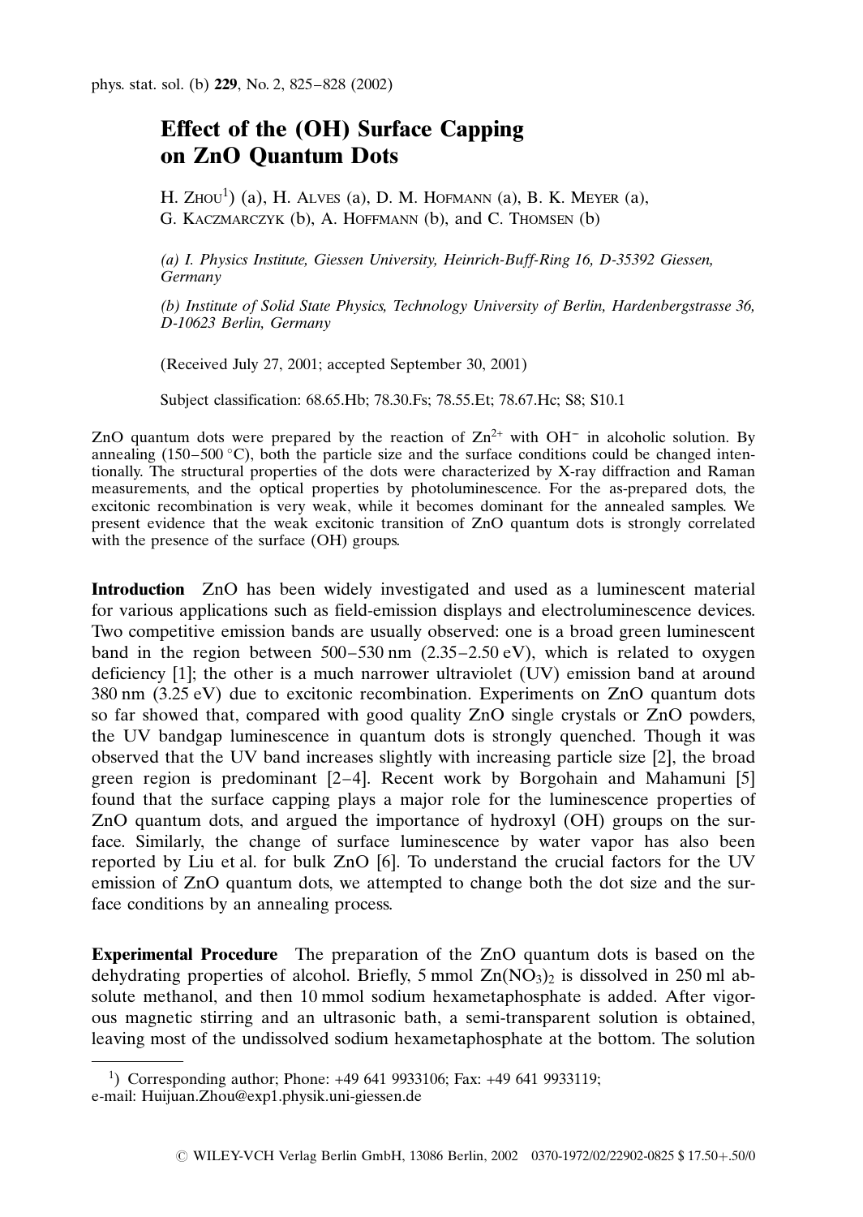# Effect of the (OH) Surface Capping on ZnO Quantum Dots

H. Zhou[1] (a), H. Alves (a), D. M. Hofmann (a), B. K. Meyer (a), G. Kaczmarczyk (b), A. Hoffmann (b), and C. Thomsen (b)

*(a) I. Physics Institute, Giessen University, Heinrich-Buff-Ring 16, D-35392 Giessen, Germany*

*(b) Institute of Solid State Physics, Technology University of Berlin, Hardenbergstrasse 36, D-10623 Berlin, Germany*

(Received July 27, 2001; accepted September 30, 2001)

Subject classification: 68.65.Hb; 78.30.Fs; 78.55.Et; 78.67.Hc; S8; S10.1

ZnO quantum dots were prepared by the reaction of $Zn^{2+}$ with $OH^-$ in alcoholic solution. By annealing (150–500 °C), both the particle size and the surface conditions could be changed intentionally. The structural properties of the dots were characterized by X-ray diffraction and Raman measurements, and the optical properties by photoluminescence. For the as-prepared dots, the excitonic recombination is very weak, while it becomes dominant for the annealed samples. We present evidence that the weak excitonic transition of ZnO quantum dots is strongly correlated with the presence of the surface (OH) groups.

**Introduction** ZnO has been widely investigated and used as a luminescent material for various applications such as field-emission displays and electroluminescence devices. Two competitive emission bands are usually observed: one is a broad green luminescent band in the region between 500–530 nm (2.35–2.50 eV), which is related to oxygen deficiency [1]; the other is a much narrower ultraviolet (UV) emission band at around 380 nm (3.25 eV) due to excitonic recombination. Experiments on ZnO quantum dots so far showed that, compared with good quality ZnO single crystals or ZnO powders, the UV bandgap luminescence in quantum dots is strongly quenched. Though it was observed that the UV band increases slightly with increasing particle size [2], the broad green region is predominant [2–4]. Recent work by Borgohain and Mahamuni [5] found that the surface capping plays a major role for the luminescence properties of ZnO quantum dots, and argued the importance of hydroxyl (OH) groups on the surface. Similarly, the change of surface luminescence by water vapor has also been reported by Liu et al. for bulk ZnO [6]. To understand the crucial factors for the UV emission of ZnO quantum dots, we attempted to change both the dot size and the surface conditions by an annealing process.

**Experimental Procedure** The preparation of the ZnO quantum dots is based on the dehydrating properties of alcohol. Briefly, 5 mmol $Zn(NO_3)_2$ is dissolved in 250 ml absolute methanol, and then 10 mmol sodium hexametaphosphate is added. After vigorous magnetic stirring and an ultrasonic bath, a semi-transparent solution is obtained, leaving most of the undissolved sodium hexametaphosphate at the bottom. The solution

[1]) Corresponding author; Phone: +49 641 9933106; Fax: +49 641 9933119; e-mail: Huijuan.Zhou@exp1.physik.uni-giessen.de

© WILEY-VCH Verlag Berlin GmbH, 13086 Berlin, 2002 0370-1972/02/22902-0825 $ 17.50+.50/0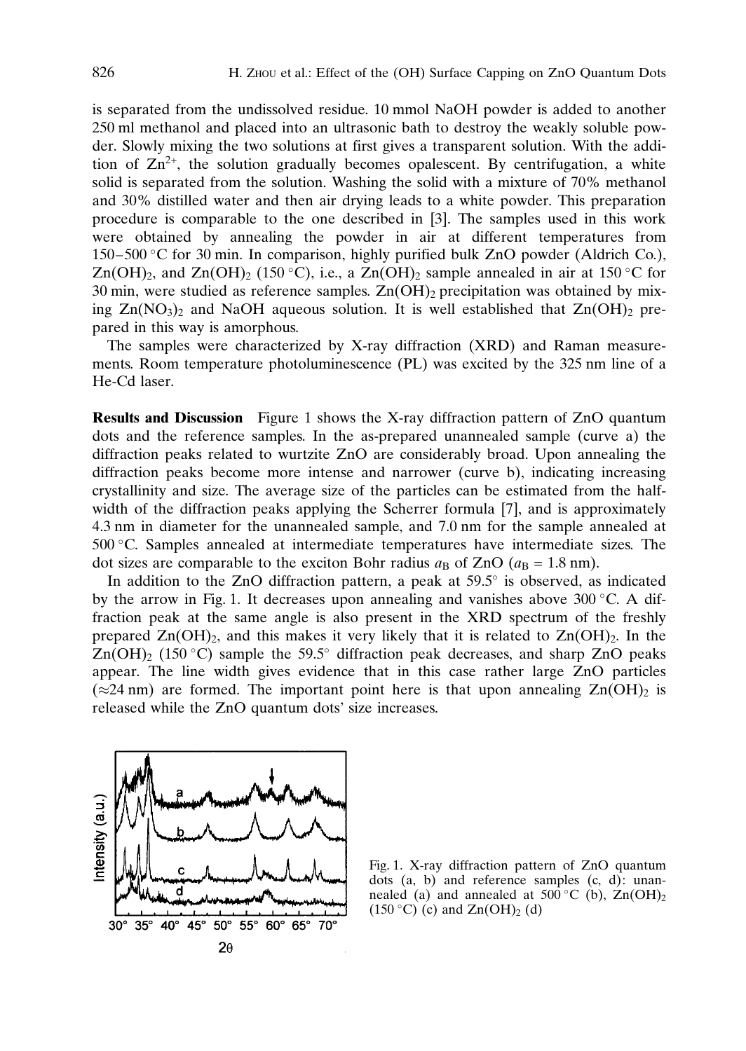is separated from the undissolved residue. 10 mmol NaOH powder is added to another 250 ml methanol and placed into an ultrasonic bath to destroy the weakly soluble powder. Slowly mixing the two solutions at first gives a transparent solution. With the addition of $Zn^{2+}$, the solution gradually becomes opalescent. By centrifugation, a white solid is separated from the solution. Washing the solid with a mixture of 70% methanol and 30% distilled water and then air drying leads to a white powder. This preparation procedure is comparable to the one described in [3]. The samples used in this work were obtained by annealing the powder in air at different temperatures from 150–500 °C for 30 min. In comparison, highly purified bulk ZnO powder (Aldrich Co.), $Zn(OH)_2$, and $Zn(OH)_2$ (150 °C), i.e., a $Zn(OH)_2$ sample annealed in air at 150 °C for 30 min, were studied as reference samples. $Zn(OH)_2$ precipitation was obtained by mixing $Zn(NO_3)_2$ and NaOH aqueous solution. It is well established that $Zn(OH)_2$ prepared in this way is amorphous.

The samples were characterized by X-ray diffraction (XRD) and Raman measurements. Room temperature photoluminescence (PL) was excited by the 325 nm line of a He-Cd laser.

**Results and Discussion** Figure 1 shows the X-ray diffraction pattern of ZnO quantum dots and the reference samples. In the as-prepared unannealed sample (curve a) the diffraction peaks related to wurtzite ZnO are considerably broad. Upon annealing the diffraction peaks become more intense and narrower (curve b), indicating increasing crystallinity and size. The average size of the particles can be estimated from the half-width of the diffraction peaks applying the Scherrer formula [7], and is approximately 4.3 nm in diameter for the unannealed sample, and 7.0 nm for the sample annealed at 500 °C. Samples annealed at intermediate temperatures have intermediate sizes. The dot sizes are comparable to the exciton Bohr radius $a_B$ of ZnO ($a_B$ = 1.8 nm).

In addition to the ZnO diffraction pattern, a peak at 59.5° is observed, as indicated by the arrow in Fig. 1. It decreases upon annealing and vanishes above 300 °C. A diffraction peak at the same angle is also present in the XRD spectrum of the freshly prepared $Zn(OH)_2$, and this makes it very likely that it is related to $Zn(OH)_2$. In the $Zn(OH)_2$ (150 °C) sample the 59.5° diffraction peak decreases, and sharp ZnO peaks appear. The line width gives evidence that in this case rather large ZnO particles (≈24 nm) are formed. The important point here is that upon annealing $Zn(OH)_2$ is released while the ZnO quantum dots' size increases.

Fig. 1. X-ray diffraction pattern of ZnO quantum dots (a, b) and reference samples (c, d): unannealed (a) and annealed at 500 °C (b), $Zn(OH)_2$ (150 °C) (c) and $Zn(OH)_2$ (d)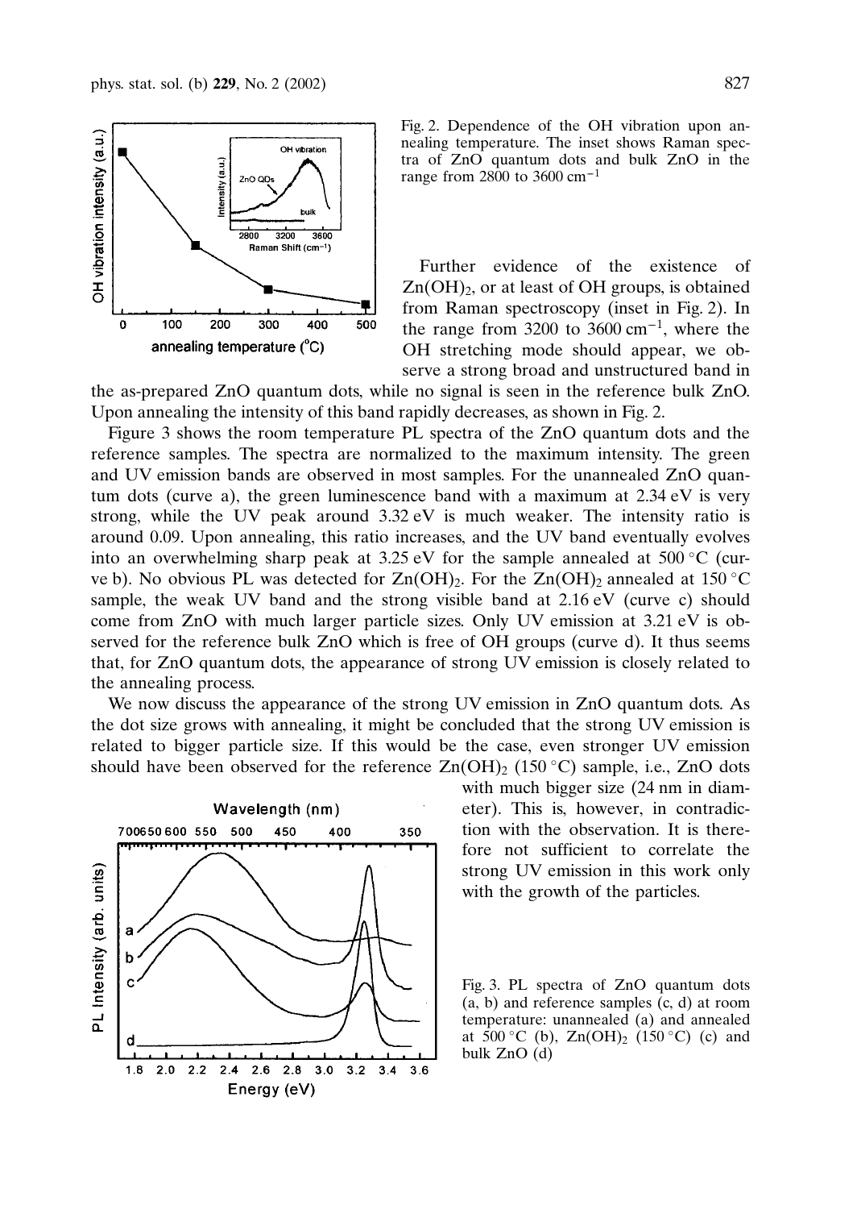Fig. 2. Dependence of the OH vibration upon annealing temperature. The inset shows Raman spectra of ZnO quantum dots and bulk ZnO in the range from 2800 to 3600 $cm^{-1}$

Further evidence of the existence of $Zn(OH)_2$, or at least of OH groups, is obtained from Raman spectroscopy (inset in Fig. 2). In the range from 3200 to 3600 $cm^{-1}$, where the OH stretching mode should appear, we observe a strong broad and unstructured band in the as-prepared ZnO quantum dots, while no signal is seen in the reference bulk ZnO. Upon annealing the intensity of this band rapidly decreases, as shown in Fig. 2.

Figure 3 shows the room temperature PL spectra of the ZnO quantum dots and the reference samples. The spectra are normalized to the maximum intensity. The green and UV emission bands are observed in most samples. For the unannealed ZnO quantum dots (curve a), the green luminescence band with a maximum at 2.34 eV is very strong, while the UV peak around 3.32 eV is much weaker. The intensity ratio is around 0.09. Upon annealing, this ratio increases, and the UV band eventually evolves into an overwhelming sharp peak at 3.25 eV for the sample annealed at 500 °C (curve b). No obvious PL was detected for $Zn(OH)_2$. For the $Zn(OH)_2$ annealed at 150 °C sample, the weak UV band and the strong visible band at 2.16 eV (curve c) should come from ZnO with much larger particle sizes. Only UV emission at 3.21 eV is observed for the reference bulk ZnO which is free of OH groups (curve d). It thus seems that, for ZnO quantum dots, the appearance of strong UV emission is closely related to the annealing process.

We now discuss the appearance of the strong UV emission in ZnO quantum dots. As the dot size grows with annealing, it might be concluded that the strong UV emission is related to bigger particle size. If this would be the case, even stronger UV emission should have been observed for the reference $Zn(OH)_2$ (150 °C) sample, i.e., ZnO dots with much bigger size (24 nm in diameter). This is, however, in contradiction with the observation. It is therefore not sufficient to correlate the strong UV emission in this work only with the growth of the particles.

Fig. 3. PL spectra of ZnO quantum dots (a, b) and reference samples (c, d) at room temperature: unannealed (a) and annealed at 500 °C (b), $Zn(OH)_2$ (150 °C) (c) and bulk ZnO (d)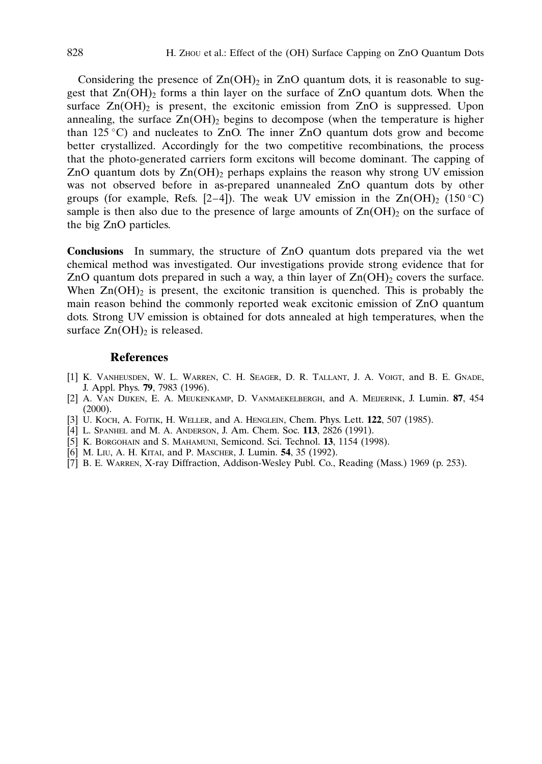Considering the presence of $Zn(OH)_2$ in ZnO quantum dots, it is reasonable to suggest that $Zn(OH)_2$ forms a thin layer on the surface of ZnO quantum dots. When the surface $Zn(OH)_2$ is present, the excitonic emission from ZnO is suppressed. Upon annealing, the surface $Zn(OH)_2$ begins to decompose (when the temperature is higher than 125 °C) and nucleates to ZnO. The inner ZnO quantum dots grow and become better crystallized. Accordingly for the two competitive recombinations, the process that the photo-generated carriers form excitons will become dominant. The capping of ZnO quantum dots by $Zn(OH)_2$ perhaps explains the reason why strong UV emission was not observed before in as-prepared unannealed ZnO quantum dots by other groups (for example, Refs. [2–4]). The weak UV emission in the $Zn(OH)_2$ (150 °C) sample is then also due to the presence of large amounts of $Zn(OH)_2$ on the surface of the big ZnO particles.

**Conclusions** In summary, the structure of ZnO quantum dots prepared via the wet chemical method was investigated. Our investigations provide strong evidence that for ZnO quantum dots prepared in such a way, a thin layer of $Zn(OH)_2$ covers the surface. When $Zn(OH)_2$ is present, the excitonic transition is quenched. This is probably the main reason behind the commonly reported weak excitonic emission of ZnO quantum dots. Strong UV emission is obtained for dots annealed at high temperatures, when the surface $Zn(OH)_2$ is released.

## References

[1] K. Vanheusden, W. L. Warren, C. H. Seager, D. R. Tallant, J. A. Voigt, and B. E. Gnade, J. Appl. Phys. **79**, 7983 (1996).

[2] A. Van Dijken, E. A. Meukenkamp, D. Vanmaekelbergh, and A. Meijerink, J. Lumin. **87**, 454 (2000).

[3] U. Koch, A. Fojtik, H. Weller, and A. Henglein, Chem. Phys. Lett. **122**, 507 (1985).

[4] L. Spanhel and M. A. Anderson, J. Am. Chem. Soc. **113**, 2826 (1991).

[5] K. Borgohain and S. Mahamuni, Semicond. Sci. Technol. **13**, 1154 (1998).

[6] M. Liu, A. H. Kitai, and P. Mascher, J. Lumin. **54**, 35 (1992).

[7] B. E. Warren, X-ray Diffraction, Addison-Wesley Publ. Co., Reading (Mass.) 1969 (p. 253).